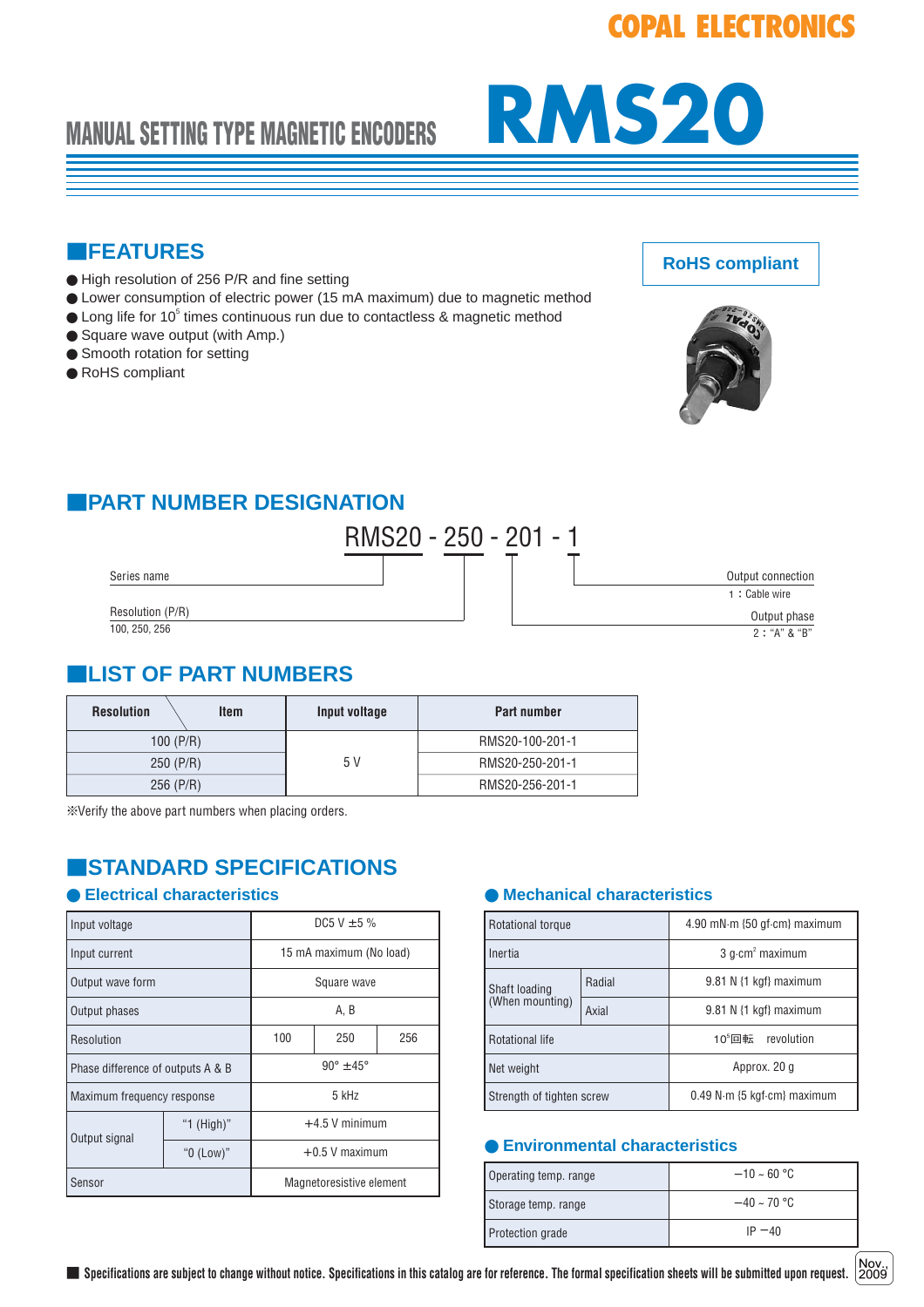COPAL ELECTRONICS

# MANUAL SETTING TYPE MAGNETIC ENCODERS RMS20

## FEATURES

- High resolution of 256 P/R and fine setting
- Lower consumption of electric power (15 mA maximum) due to magnetic method
- Long life for $10^5$ times continuous run due to contactless & magnetic method
- Square wave output (with Amp.)
- Smooth rotation for setting
- RoHS compliant

**RoHS compliant**

## PART NUMBER DESIGNATION

RMS20 - 250 - 201 - 1

- Series name: RMS20
- Resolution (P/R): 250 — 100, 250, 256
- Output phase: 2 : "A" & "B"
- Output connection: 1 : Cable wire

## LIST OF PART NUMBERS

| Resolution \ Item | Input voltage | Part number |
|---|---|---|
| 100 (P/R) | 5 V | RMS20-100-201-1 |
| 250 (P/R) | | RMS20-250-201-1 |
| 256 (P/R) | | RMS20-256-201-1 |

※Verify the above part numbers when placing orders.

## STANDARD SPECIFICATIONS

### Electrical characteristics

| Item | | Specification | | |
|---|---|---|---|---|
| Input voltage | | DC5 V ±5 % | | |
| Input current | | 15 mA maximum (No load) | | |
| Output wave form | | Square wave | | |
| Output phases | | A, B | | |
| Resolution | | 100 | 250 | 256 |
| Phase difference of outputs A & B | | 90° ±45° | | |
| Maximum frequency response | | 5 kHz | | |
| Output signal | "1 (High)" | +4.5 V minimum | | |
| | "0 (Low)" | +0.5 V maximum | | |
| Sensor | | Magnetoresistive element | | |

### Mechanical characteristics

| Item | | Specification |
|---|---|---|
| Rotational torque | | 4.90 mN·m {50 gf·cm} maximum |
| Inertia | | 3 g·cm$^2$ maximum |
| Shaft loading (When mounting) | Radial | 9.81 N {1 kgf} maximum |
| | Axial | 9.81 N {1 kgf} maximum |
| Rotational life | | $10^5$回転 revolution |
| Net weight | | Approx. 20 g |
| Strength of tighten screw | | 0.49 N·m {5 kgf·cm} maximum |

### Environmental characteristics

| Item | Specification |
|---|---|
| Operating temp. range | −10 ~ 60 °C |
| Storage temp. range | −40 ~ 70 °C |
| Protection grade | IP −40 |

■ Specifications are subject to change without notice. Specifications in this catalog are for reference. The formal specification sheets will be submitted upon request.

Nov., 2009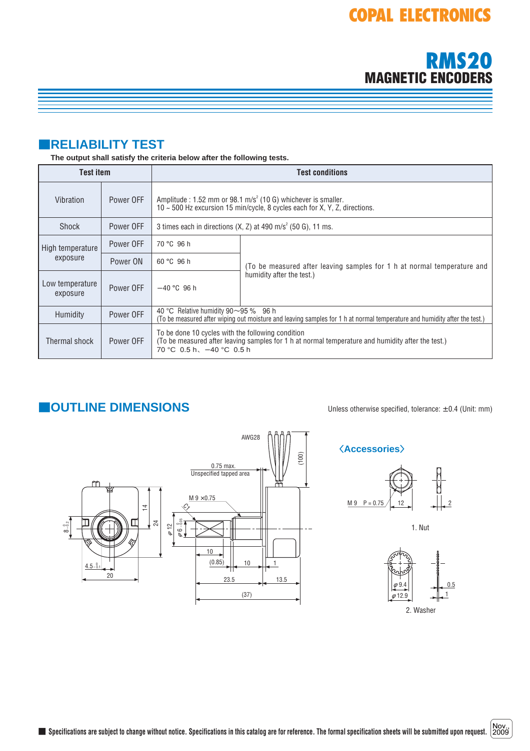## RELIABILITY TEST

**The output shall satisfy the criteria below after the following tests.**

| Test item | | Test conditions | |
|---|---|---|---|
| Vibration | Power OFF | Amplitude : 1.52 mm or 98.1 m/s$^2$ (10 G) whichever is smaller.<br>10 ~ 500 Hz excursion 15 min/cycle, 8 cycles each for X, Y, Z, directions. | |
| Shock | Power OFF | 3 times each in directions (X, Z) at 490 m/s$^2$ (50 G), 11 ms. | |
| High temperature exposure | Power OFF | 70 °C 96 h | (To be measured after leaving samples for 1 h at normal temperature and humidity after the test.) |
| | Power ON | 60 °C 96 h | |
| Low temperature exposure | Power OFF | −40 °C 96 h | |
| Humidity | Power OFF | 40 °C Relative humidity 90～95 % 96 h<br>(To be measured after wiping out moisture and leaving samples for 1 h at normal temperature and humidity after the test.) | |
| Thermal shock | Power OFF | To be done 10 cycles with the following condition<br>(To be measured after leaving samples for 1 h at normal temperature and humidity after the test.)<br>70 °C 0.5 h、 −40 °C 0.5 h | |

## OUTLINE DIMENSIONS

Unless otherwise specified, tolerance: ±0.4 (Unit: mm)

AWG28

(100)

0.75 max.
Unspecified tapped area

M 9 ×0.75

C1

$\varphi$ 12

$\varphi 6^{\ 0}_{-0.05}$

$8^{\ 0}_{-0.2}$

14

24

$4.5^{\ 0}_{-0.1}$

20

10

(0.85)

10

1

23.5

13.5

(37)

**〈Accessories〉**

M 9 P = 0.75

12

2

1. Nut

$\varphi$ 9.4

$\varphi$ 12.9

0.5

1

2. Washer

■ Specifications are subject to change without notice. Specifications in this catalog are for reference. The formal specification sheets will be submitted upon request.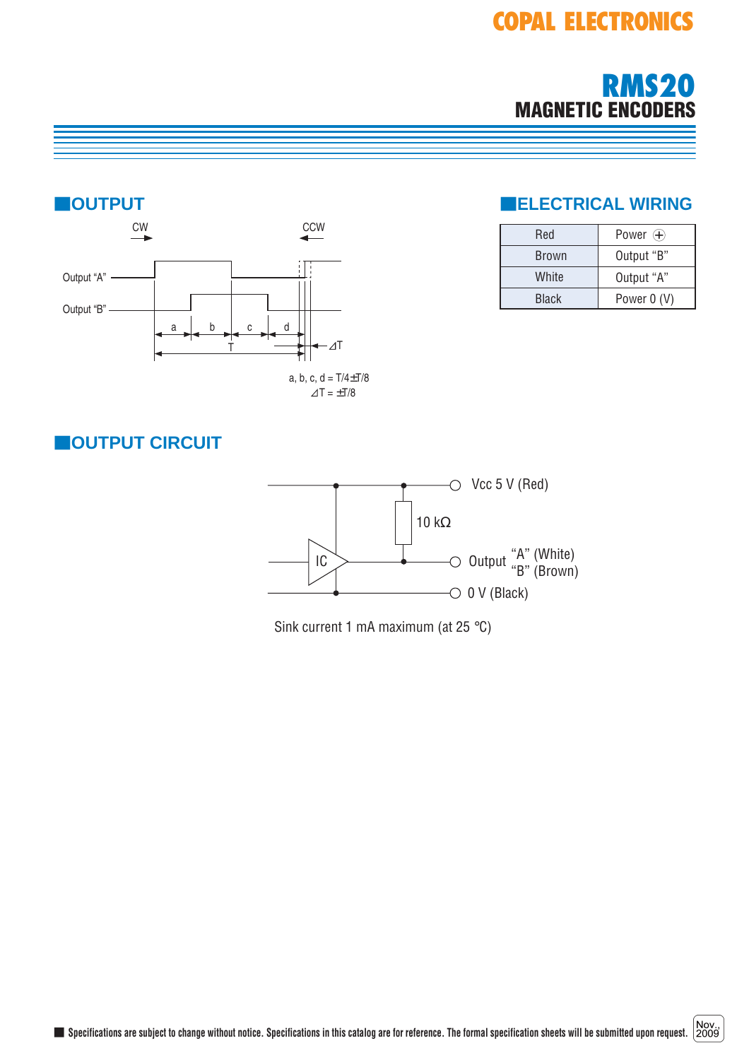# RMS20

## MAGNETIC ENCODERS

## ■OUTPUT

CW

CCW

Output "A"

Output "B"

a b c d

T

⊿T

a, b, c, d = T/4±T/8

⊿T = ±T/8

## ■ELECTRICAL WIRING

| | |
|---|---|
| Red | Power ⊕ |
| Brown | Output "B" |
| White | Output "A" |
| Black | Power 0 (V) |

## ■OUTPUT CIRCUIT

Vcc 5 V (Red)

10 kΩ

IC

Output "A" (White) "B" (Brown)

0 V (Black)

Sink current 1 mA maximum (at 25 ℃)

■ Specifications are subject to change without notice. Specifications in this catalog are for reference. The formal specification sheets will be submitted upon request.